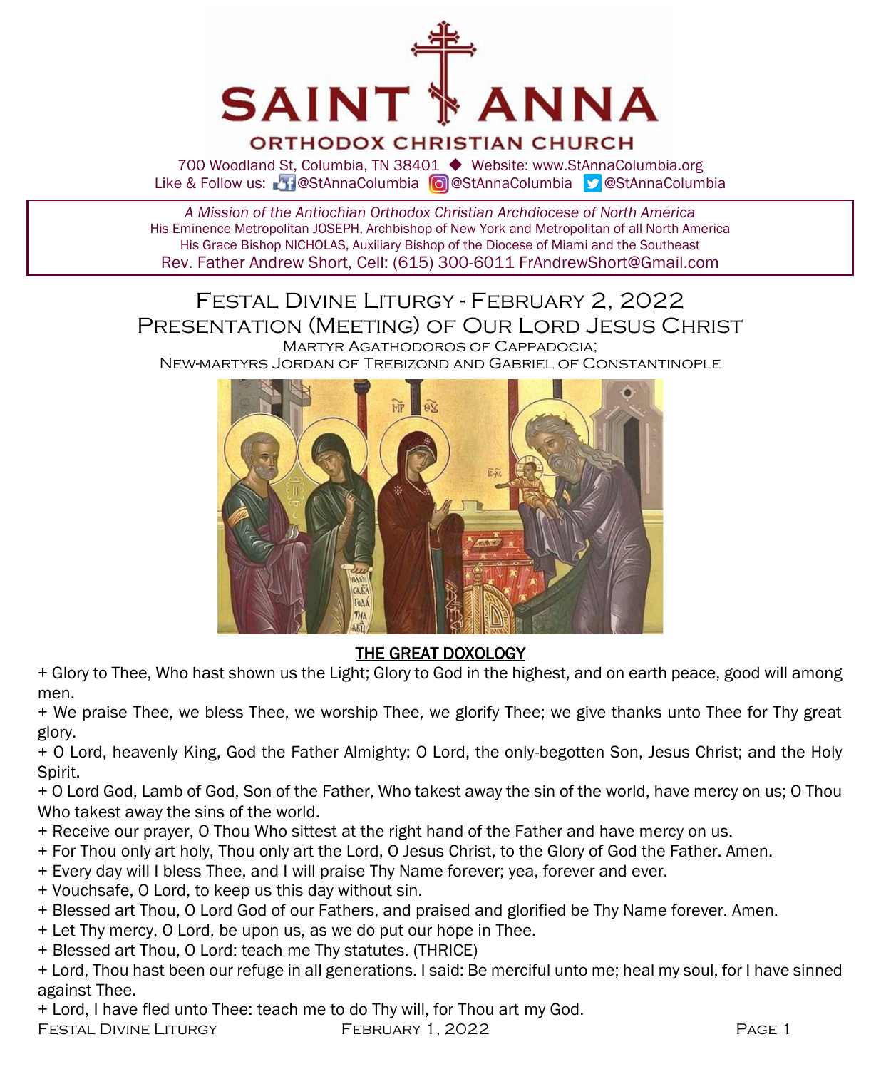# SAINT ANNA
## ORTHODOX CHRISTIAN CHURCH

700 Woodland St, Columbia, TN 38401 ◆ Website: www.StAnnaColumbia.org
Like & Follow us: @StAnnaColumbia @StAnnaColumbia @StAnnaColumbia

*A Mission of the Antiochian Orthodox Christian Archdiocese of North America*
His Eminence Metropolitan JOSEPH, Archbishop of New York and Metropolitan of all North America
His Grace Bishop NICHOLAS, Auxiliary Bishop of the Diocese of Miami and the Southeast
Rev. Father Andrew Short, Cell: (615) 300-6011 FrAndrewShort@Gmail.com

# Festal Divine Liturgy - February 2, 2022
## Presentation (Meeting) of Our Lord Jesus Christ
Martyr Agathodoros of Cappadocia;
New-martyrs Jordan of Trebizond and Gabriel of Constantinople

## THE GREAT DOXOLOGY

+ Glory to Thee, Who hast shown us the Light; Glory to God in the highest, and on earth peace, good will among men.
+ We praise Thee, we bless Thee, we worship Thee, we glorify Thee; we give thanks unto Thee for Thy great glory.
+ O Lord, heavenly King, God the Father Almighty; O Lord, the only-begotten Son, Jesus Christ; and the Holy Spirit.
+ O Lord God, Lamb of God, Son of the Father, Who takest away the sin of the world, have mercy on us; O Thou Who takest away the sins of the world.
+ Receive our prayer, O Thou Who sittest at the right hand of the Father and have mercy on us.
+ For Thou only art holy, Thou only art the Lord, O Jesus Christ, to the Glory of God the Father. Amen.
+ Every day will I bless Thee, and I will praise Thy Name forever; yea, forever and ever.
+ Vouchsafe, O Lord, to keep us this day without sin.
+ Blessed art Thou, O Lord God of our Fathers, and praised and glorified be Thy Name forever. Amen.
+ Let Thy mercy, O Lord, be upon us, as we do put our hope in Thee.
+ Blessed art Thou, O Lord: teach me Thy statutes. (THRICE)
+ Lord, Thou hast been our refuge in all generations. I said: Be merciful unto me; heal my soul, for I have sinned against Thee.
+ Lord, I have fled unto Thee: teach me to do Thy will, for Thou art my God.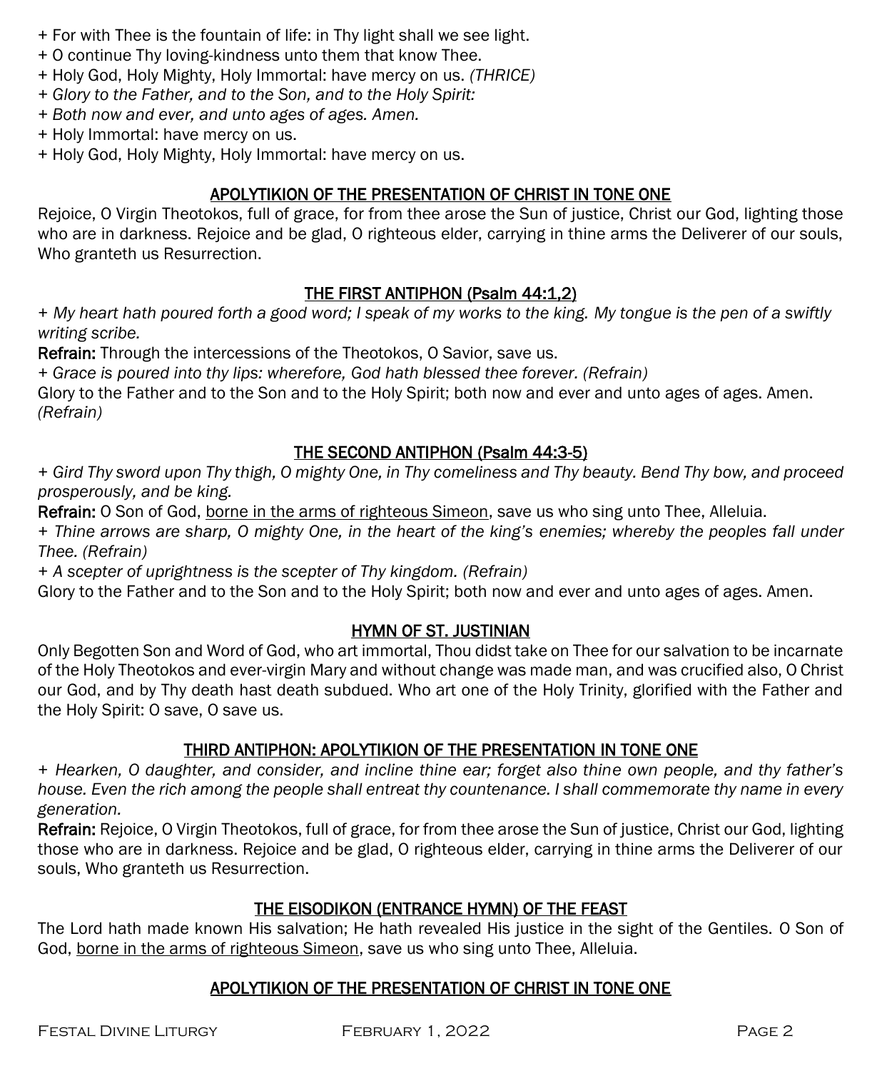+ For with Thee is the fountain of life: in Thy light shall we see light.
+ O continue Thy loving-kindness unto them that know Thee.
+ Holy God, Holy Mighty, Holy Immortal: have mercy on us. *(THRICE)*
*+ Glory to the Father, and to the Son, and to the Holy Spirit:*
*+ Both now and ever, and unto ages of ages. Amen.*
+ Holy Immortal: have mercy on us.
+ Holy God, Holy Mighty, Holy Immortal: have mercy on us.

## APOLYTIKION OF THE PRESENTATION OF CHRIST IN TONE ONE

Rejoice, O Virgin Theotokos, full of grace, for from thee arose the Sun of justice, Christ our God, lighting those who are in darkness. Rejoice and be glad, O righteous elder, carrying in thine arms the Deliverer of our souls, Who granteth us Resurrection.

## THE FIRST ANTIPHON (Psalm 44:1,2)

*+ My heart hath poured forth a good word; I speak of my works to the king. My tongue is the pen of a swiftly writing scribe.*

**Refrain:** Through the intercessions of the Theotokos, O Savior, save us.

*+ Grace is poured into thy lips: wherefore, God hath blessed thee forever. (Refrain)*

Glory to the Father and to the Son and to the Holy Spirit; both now and ever and unto ages of ages. Amen. *(Refrain)*

## THE SECOND ANTIPHON (Psalm 44:3-5)

*+ Gird Thy sword upon Thy thigh, O mighty One, in Thy comeliness and Thy beauty. Bend Thy bow, and proceed prosperously, and be king.*

**Refrain:** O Son of God, borne in the arms of righteous Simeon, save us who sing unto Thee, Alleluia.

*+ Thine arrows are sharp, O mighty One, in the heart of the king's enemies; whereby the peoples fall under Thee. (Refrain)*

*+ A scepter of uprightness is the scepter of Thy kingdom. (Refrain)*

Glory to the Father and to the Son and to the Holy Spirit; both now and ever and unto ages of ages. Amen.

## HYMN OF ST. JUSTINIAN

Only Begotten Son and Word of God, who art immortal, Thou didst take on Thee for our salvation to be incarnate of the Holy Theotokos and ever-virgin Mary and without change was made man, and was crucified also, O Christ our God, and by Thy death hast death subdued. Who art one of the Holy Trinity, glorified with the Father and the Holy Spirit: O save, O save us.

## THIRD ANTIPHON: APOLYTIKION OF THE PRESENTATION IN TONE ONE

*+ Hearken, O daughter, and consider, and incline thine ear; forget also thine own people, and thy father's house. Even the rich among the people shall entreat thy countenance. I shall commemorate thy name in every generation.*

**Refrain:** Rejoice, O Virgin Theotokos, full of grace, for from thee arose the Sun of justice, Christ our God, lighting those who are in darkness. Rejoice and be glad, O righteous elder, carrying in thine arms the Deliverer of our souls, Who granteth us Resurrection.

## THE EISODIKON (ENTRANCE HYMN) OF THE FEAST

The Lord hath made known His salvation; He hath revealed His justice in the sight of the Gentiles. O Son of God, borne in the arms of righteous Simeon, save us who sing unto Thee, Alleluia.

## APOLYTIKION OF THE PRESENTATION OF CHRIST IN TONE ONE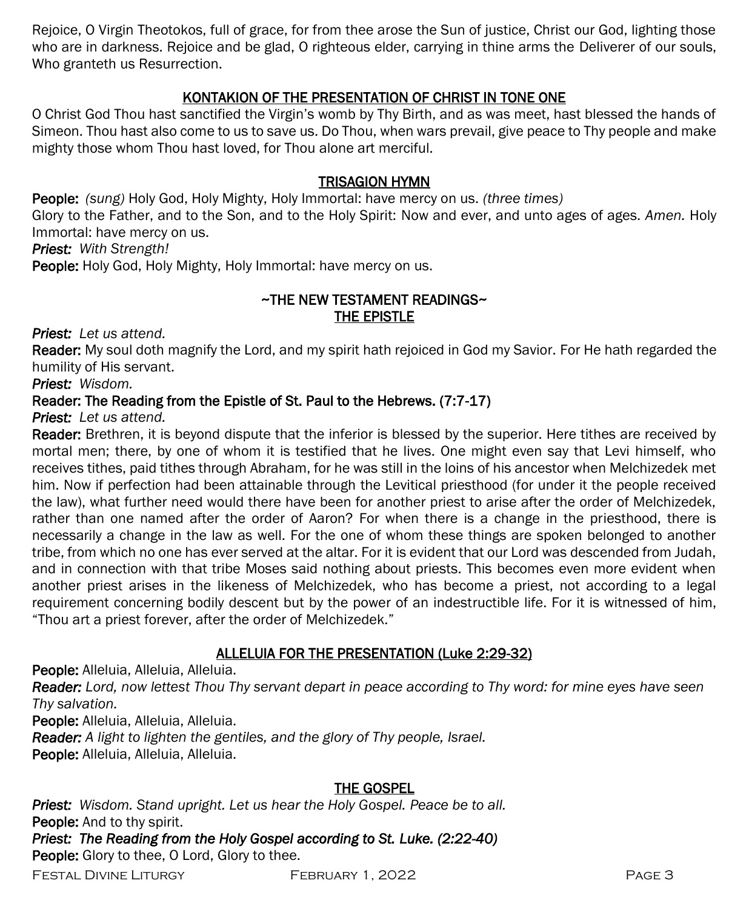Rejoice, O Virgin Theotokos, full of grace, for from thee arose the Sun of justice, Christ our God, lighting those who are in darkness. Rejoice and be glad, O righteous elder, carrying in thine arms the Deliverer of our souls, Who granteth us Resurrection.

## KONTAKION OF THE PRESENTATION OF CHRIST IN TONE ONE

O Christ God Thou hast sanctified the Virgin's womb by Thy Birth, and as was meet, hast blessed the hands of Simeon. Thou hast also come to us to save us. Do Thou, when wars prevail, give peace to Thy people and make mighty those whom Thou hast loved, for Thou alone art merciful.

## TRISAGION HYMN

**People:** *(sung)* Holy God, Holy Mighty, Holy Immortal: have mercy on us. *(three times)*
Glory to the Father, and to the Son, and to the Holy Spirit: Now and ever, and unto ages of ages. *Amen.* Holy Immortal: have mercy on us.
***Priest:*** *With Strength!*
**People:** Holy God, Holy Mighty, Holy Immortal: have mercy on us.

## ~THE NEW TESTAMENT READINGS~

## THE EPISTLE

***Priest:*** *Let us attend.*
**Reader:** My soul doth magnify the Lord, and my spirit hath rejoiced in God my Savior. For He hath regarded the humility of His servant.
***Priest:*** *Wisdom.*
**Reader: The Reading from the Epistle of St. Paul to the Hebrews. (7:7-17)**
***Priest:*** *Let us attend.*
**Reader:** Brethren, it is beyond dispute that the inferior is blessed by the superior. Here tithes are received by mortal men; there, by one of whom it is testified that he lives. One might even say that Levi himself, who receives tithes, paid tithes through Abraham, for he was still in the loins of his ancestor when Melchizedek met him. Now if perfection had been attainable through the Levitical priesthood (for under it the people received the law), what further need would there have been for another priest to arise after the order of Melchizedek, rather than one named after the order of Aaron? For when there is a change in the priesthood, there is necessarily a change in the law as well. For the one of whom these things are spoken belonged to another tribe, from which no one has ever served at the altar. For it is evident that our Lord was descended from Judah, and in connection with that tribe Moses said nothing about priests. This becomes even more evident when another priest arises in the likeness of Melchizedek, who has become a priest, not according to a legal requirement concerning bodily descent but by the power of an indestructible life. For it is witnessed of him, "Thou art a priest forever, after the order of Melchizedek."

## ALLELUIA FOR THE PRESENTATION (Luke 2:29-32)

**People:** Alleluia, Alleluia, Alleluia.
***Reader:*** *Lord, now lettest Thou Thy servant depart in peace according to Thy word: for mine eyes have seen Thy salvation.*
**People:** Alleluia, Alleluia, Alleluia.
***Reader:*** *A light to lighten the gentiles, and the glory of Thy people, Israel.*
**People:** Alleluia, Alleluia, Alleluia.

## THE GOSPEL

***Priest:*** *Wisdom. Stand upright. Let us hear the Holy Gospel. Peace be to all.*
**People:** And to thy spirit.
***Priest: The Reading from the Holy Gospel according to St. Luke. (2:22-40)***
**People:** Glory to thee, O Lord, Glory to thee.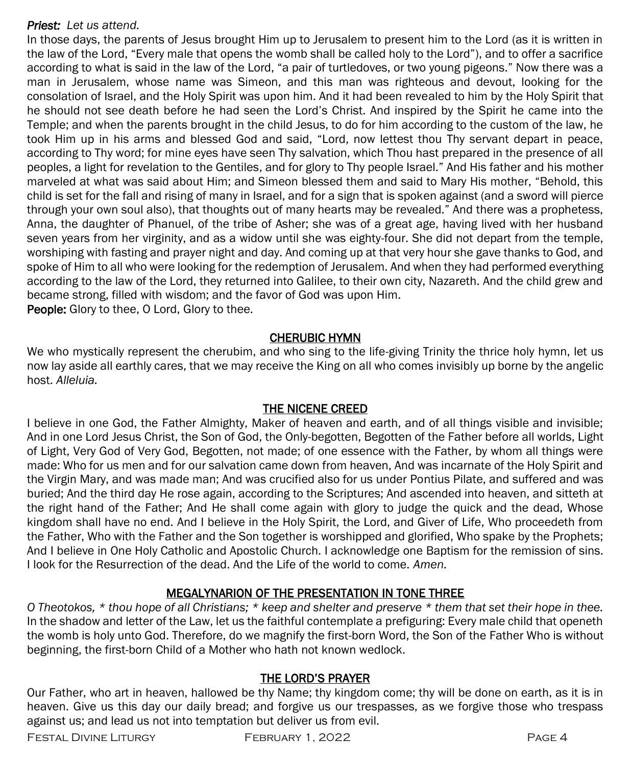***Priest:*** *Let us attend.*

In those days, the parents of Jesus brought Him up to Jerusalem to present him to the Lord (as it is written in the law of the Lord, "Every male that opens the womb shall be called holy to the Lord"), and to offer a sacrifice according to what is said in the law of the Lord, "a pair of turtledoves, or two young pigeons." Now there was a man in Jerusalem, whose name was Simeon, and this man was righteous and devout, looking for the consolation of Israel, and the Holy Spirit was upon him. And it had been revealed to him by the Holy Spirit that he should not see death before he had seen the Lord's Christ. And inspired by the Spirit he came into the Temple; and when the parents brought in the child Jesus, to do for him according to the custom of the law, he took Him up in his arms and blessed God and said, "Lord, now lettest thou Thy servant depart in peace, according to Thy word; for mine eyes have seen Thy salvation, which Thou hast prepared in the presence of all peoples, a light for revelation to the Gentiles, and for glory to Thy people Israel." And His father and his mother marveled at what was said about Him; and Simeon blessed them and said to Mary His mother, "Behold, this child is set for the fall and rising of many in Israel, and for a sign that is spoken against (and a sword will pierce through your own soul also), that thoughts out of many hearts may be revealed." And there was a prophetess, Anna, the daughter of Phanuel, of the tribe of Asher; she was of a great age, having lived with her husband seven years from her virginity, and as a widow until she was eighty-four. She did not depart from the temple, worshiping with fasting and prayer night and day. And coming up at that very hour she gave thanks to God, and spoke of Him to all who were looking for the redemption of Jerusalem. And when they had performed everything according to the law of the Lord, they returned into Galilee, to their own city, Nazareth. And the child grew and became strong, filled with wisdom; and the favor of God was upon Him.

**People:** Glory to thee, O Lord, Glory to thee.

## CHERUBIC HYMN

We who mystically represent the cherubim, and who sing to the life-giving Trinity the thrice holy hymn, let us now lay aside all earthly cares, that we may receive the King on all who comes invisibly up borne by the angelic host. *Alleluia.*

## THE NICENE CREED

I believe in one God, the Father Almighty, Maker of heaven and earth, and of all things visible and invisible; And in one Lord Jesus Christ, the Son of God, the Only-begotten, Begotten of the Father before all worlds, Light of Light, Very God of Very God, Begotten, not made; of one essence with the Father, by whom all things were made: Who for us men and for our salvation came down from heaven, And was incarnate of the Holy Spirit and the Virgin Mary, and was made man; And was crucified also for us under Pontius Pilate, and suffered and was buried; And the third day He rose again, according to the Scriptures; And ascended into heaven, and sitteth at the right hand of the Father; And He shall come again with glory to judge the quick and the dead, Whose kingdom shall have no end. And I believe in the Holy Spirit, the Lord, and Giver of Life, Who proceedeth from the Father, Who with the Father and the Son together is worshipped and glorified, Who spake by the Prophets; And I believe in One Holy Catholic and Apostolic Church. I acknowledge one Baptism for the remission of sins. I look for the Resurrection of the dead. And the Life of the world to come. *Amen.*

## MEGALYNARION OF THE PRESENTATION IN TONE THREE

*O Theotokos, * thou hope of all Christians; * keep and shelter and preserve * them that set their hope in thee.* In the shadow and letter of the Law, let us the faithful contemplate a prefiguring: Every male child that openeth the womb is holy unto God. Therefore, do we magnify the first-born Word, the Son of the Father Who is without beginning, the first-born Child of a Mother who hath not known wedlock.

## THE LORD'S PRAYER

Our Father, who art in heaven, hallowed be thy Name; thy kingdom come; thy will be done on earth, as it is in heaven. Give us this day our daily bread; and forgive us our trespasses, as we forgive those who trespass against us; and lead us not into temptation but deliver us from evil.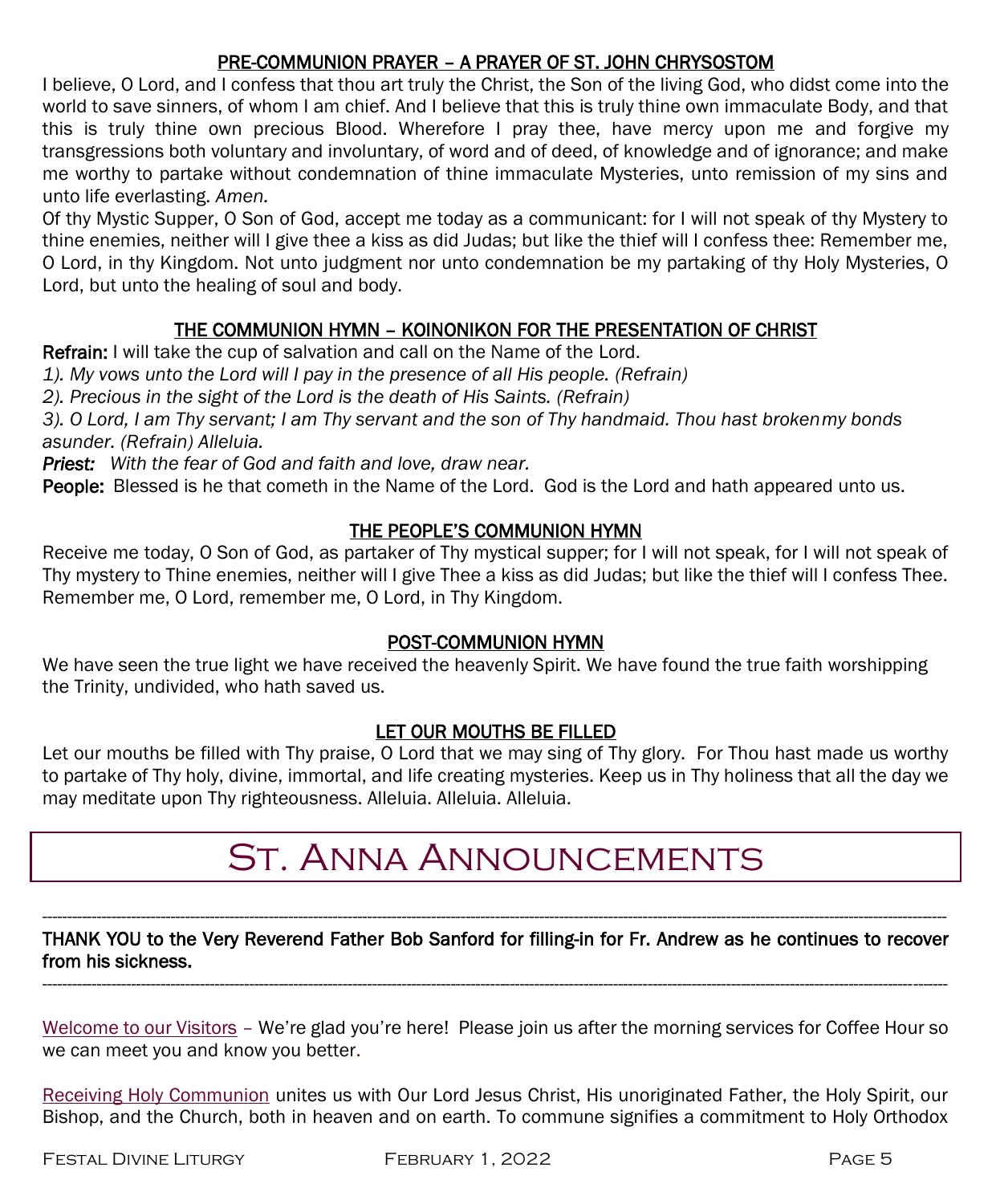## PRE-COMMUNION PRAYER – A PRAYER OF ST. JOHN CHRYSOSTOM

I believe, O Lord, and I confess that thou art truly the Christ, the Son of the living God, who didst come into the world to save sinners, of whom I am chief. And I believe that this is truly thine own immaculate Body, and that this is truly thine own precious Blood. Wherefore I pray thee, have mercy upon me and forgive my transgressions both voluntary and involuntary, of word and of deed, of knowledge and of ignorance; and make me worthy to partake without condemnation of thine immaculate Mysteries, unto remission of my sins and unto life everlasting. *Amen.*

Of thy Mystic Supper, O Son of God, accept me today as a communicant: for I will not speak of thy Mystery to thine enemies, neither will I give thee a kiss as did Judas; but like the thief will I confess thee: Remember me, O Lord, in thy Kingdom. Not unto judgment nor unto condemnation be my partaking of thy Holy Mysteries, O Lord, but unto the healing of soul and body.

## THE COMMUNION HYMN – KOINONIKON FOR THE PRESENTATION OF CHRIST

**Refrain:** I will take the cup of salvation and call on the Name of the Lord.

*1). My vows unto the Lord will I pay in the presence of all His people. (Refrain)*

*2). Precious in the sight of the Lord is the death of His Saints. (Refrain)*

*3). O Lord, I am Thy servant; I am Thy servant and the son of Thy handmaid. Thou hast broken my bonds asunder. (Refrain) Alleluia.*

***Priest:*** *With the fear of God and faith and love, draw near.*

**People:** Blessed is he that cometh in the Name of the Lord. God is the Lord and hath appeared unto us.

## THE PEOPLE'S COMMUNION HYMN

Receive me today, O Son of God, as partaker of Thy mystical supper; for I will not speak, for I will not speak of Thy mystery to Thine enemies, neither will I give Thee a kiss as did Judas; but like the thief will I confess Thee. Remember me, O Lord, remember me, O Lord, in Thy Kingdom.

## POST-COMMUNION HYMN

We have seen the true light we have received the heavenly Spirit. We have found the true faith worshipping the Trinity, undivided, who hath saved us.

## LET OUR MOUTHS BE FILLED

Let our mouths be filled with Thy praise, O Lord that we may sing of Thy glory. For Thou hast made us worthy to partake of Thy holy, divine, immortal, and life creating mysteries. Keep us in Thy holiness that all the day we may meditate upon Thy righteousness. Alleluia. Alleluia. Alleluia.

# St. Anna Announcements

---

**THANK YOU to the Very Reverend Father Bob Sanford for filling-in for Fr. Andrew as he continues to recover from his sickness.**

---

Welcome to our Visitors – We're glad you're here! Please join us after the morning services for Coffee Hour so we can meet you and know you better.

Receiving Holy Communion unites us with Our Lord Jesus Christ, His unoriginated Father, the Holy Spirit, our Bishop, and the Church, both in heaven and on earth. To commune signifies a commitment to Holy Orthodox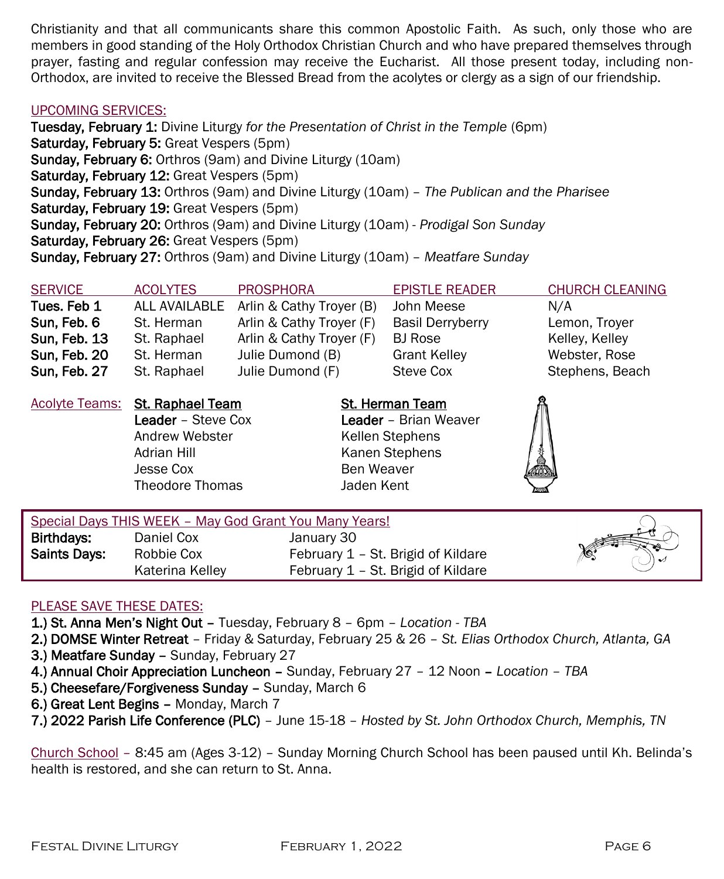Christianity and that all communicants share this common Apostolic Faith. As such, only those who are members in good standing of the Holy Orthodox Christian Church and who have prepared themselves through prayer, fasting and regular confession may receive the Eucharist. All those present today, including non-Orthodox, are invited to receive the Blessed Bread from the acolytes or clergy as a sign of our friendship.

## UPCOMING SERVICES:

**Tuesday, February 1:** Divine Liturgy *for the Presentation of Christ in the Temple* (6pm)
**Saturday, February 5:** Great Vespers (5pm)
**Sunday, February 6:** Orthros (9am) and Divine Liturgy (10am)
**Saturday, February 12:** Great Vespers (5pm)
**Sunday, February 13:** Orthros (9am) and Divine Liturgy (10am) – *The Publican and the Pharisee*
**Saturday, February 19:** Great Vespers (5pm)
**Sunday, February 20:** Orthros (9am) and Divine Liturgy (10am) - *Prodigal Son Sunday*
**Saturday, February 26:** Great Vespers (5pm)
**Sunday, February 27:** Orthros (9am) and Divine Liturgy (10am) – *Meatfare Sunday*

| SERVICE | ACOLYTES | PROSPHORA | EPISTLE READER | CHURCH CLEANING |
|---|---|---|---|---|
| **Tues. Feb 1** | ALL AVAILABLE | Arlin & Cathy Troyer (B) | John Meese | N/A |
| **Sun, Feb. 6** | St. Herman | Arlin & Cathy Troyer (F) | Basil Derryberry | Lemon, Troyer |
| **Sun, Feb. 13** | St. Raphael | Arlin & Cathy Troyer (F) | BJ Rose | Kelley, Kelley |
| **Sun, Feb. 20** | St. Herman | Julie Dumond (B) | Grant Kelley | Webster, Rose |
| **Sun, Feb. 27** | St. Raphael | Julie Dumond (F) | Steve Cox | Stephens, Beach |

Acolyte Teams:

**St. Raphael Team**
**Leader** – Steve Cox
Andrew Webster
Adrian Hill
Jesse Cox
Theodore Thomas

**St. Herman Team**
**Leader** – Brian Weaver
Kellen Stephens
Kanen Stephens
Ben Weaver
Jaden Kent

## Special Days THIS WEEK – May God Grant You Many Years!

| | | |
|---|---|---|
| **Birthdays:** | Daniel Cox | January 30 |
| **Saints Days:** | Robbie Cox | February 1 – St. Brigid of Kildare |
| | Katerina Kelley | February 1 – St. Brigid of Kildare |

## PLEASE SAVE THESE DATES:

**1.) St. Anna Men's Night Out –** Tuesday, February 8 – 6pm – *Location - TBA*
**2.) DOMSE Winter Retreat** – Friday & Saturday, February 25 & 26 – *St. Elias Orthodox Church, Atlanta, GA*
**3.) Meatfare Sunday –** Sunday, February 27
**4.) Annual Choir Appreciation Luncheon –** Sunday, February 27 – 12 Noon **–** *Location – TBA*
**5.) Cheesefare/Forgiveness Sunday –** Sunday, March 6
**6.) Great Lent Begins –** Monday, March 7
**7.) 2022 Parish Life Conference (PLC)** – June 15-18 – *Hosted by St. John Orthodox Church, Memphis, TN*

Church School – 8:45 am (Ages 3-12) – Sunday Morning Church School has been paused until Kh. Belinda's health is restored, and she can return to St. Anna.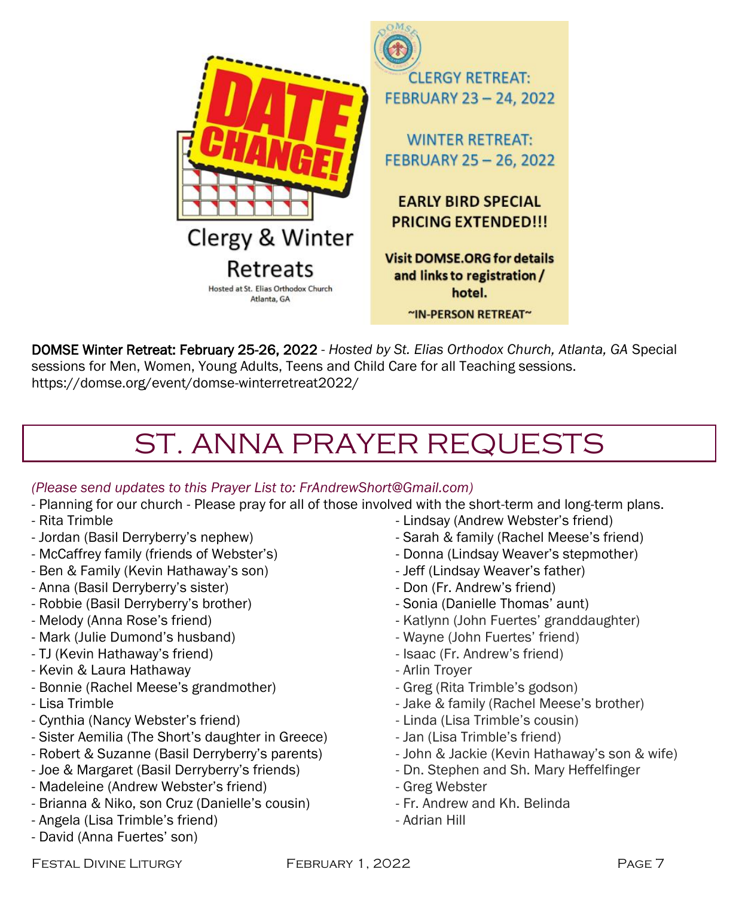DATE CHANGE!

Clergy & Winter Retreats

Hosted at St. Elias Orthodox Church
Atlanta, GA

CLERGY RETREAT:
FEBRUARY 23 – 24, 2022

WINTER RETREAT:
FEBRUARY 25 – 26, 2022

**EARLY BIRD SPECIAL PRICING EXTENDED!!!**

**Visit DOMSE.ORG for details and links to registration / hotel.**

**~IN-PERSON RETREAT~**

DOMSE Winter Retreat: February 25-26, 2022 - *Hosted by St. Elias Orthodox Church, Atlanta, GA* Special sessions for Men, Women, Young Adults, Teens and Child Care for all Teaching sessions. https://domse.org/event/domse-winterretreat2022/

# ST. ANNA PRAYER REQUESTS

*(Please send updates to this Prayer List to: FrAndrewShort@Gmail.com)*

- Planning for our church - Please pray for all of those involved with the short-term and long-term plans.
- Rita Trimble
- Jordan (Basil Derryberry's nephew)
- McCaffrey family (friends of Webster's)
- Ben & Family (Kevin Hathaway's son)
- Anna (Basil Derryberry's sister)
- Robbie (Basil Derryberry's brother)
- Melody (Anna Rose's friend)
- Mark (Julie Dumond's husband)
- TJ (Kevin Hathaway's friend)
- Kevin & Laura Hathaway
- Bonnie (Rachel Meese's grandmother)
- Lisa Trimble
- Cynthia (Nancy Webster's friend)
- Sister Aemilia (The Short's daughter in Greece)
- Robert & Suzanne (Basil Derryberry's parents)
- Joe & Margaret (Basil Derryberry's friends)
- Madeleine (Andrew Webster's friend)
- Brianna & Niko, son Cruz (Danielle's cousin)
- Angela (Lisa Trimble's friend)
- David (Anna Fuertes' son)
- Lindsay (Andrew Webster's friend)
- Sarah & family (Rachel Meese's friend)
- Donna (Lindsay Weaver's stepmother)
- Jeff (Lindsay Weaver's father)
- Don (Fr. Andrew's friend)
- Sonia (Danielle Thomas' aunt)
- Katlynn (John Fuertes' granddaughter)
- Wayne (John Fuertes' friend)
- Isaac (Fr. Andrew's friend)
- Arlin Troyer
- Greg (Rita Trimble's godson)
- Jake & family (Rachel Meese's brother)
- Linda (Lisa Trimble's cousin)
- Jan (Lisa Trimble's friend)
- John & Jackie (Kevin Hathaway's son & wife)
- Dn. Stephen and Sh. Mary Heffelfinger
- Greg Webster
- Fr. Andrew and Kh. Belinda
- Adrian Hill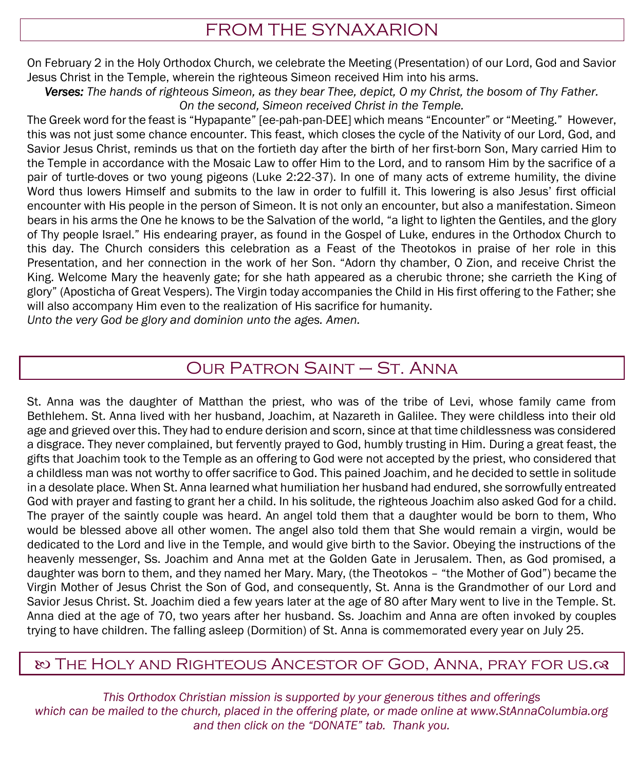## FROM THE SYNAXARION

On February 2 in the Holy Orthodox Church, we celebrate the Meeting (Presentation) of our Lord, God and Savior Jesus Christ in the Temple, wherein the righteous Simeon received Him into his arms.

***Verses:*** *The hands of righteous Simeon, as they bear Thee, depict, O my Christ, the bosom of Thy Father.*
*On the second, Simeon received Christ in the Temple.*

The Greek word for the feast is "Hypapante" [ee-pah-pan-DEE] which means "Encounter" or "Meeting." However, this was not just some chance encounter. This feast, which closes the cycle of the Nativity of our Lord, God, and Savior Jesus Christ, reminds us that on the fortieth day after the birth of her first-born Son, Mary carried Him to the Temple in accordance with the Mosaic Law to offer Him to the Lord, and to ransom Him by the sacrifice of a pair of turtle-doves or two young pigeons (Luke 2:22-37). In one of many acts of extreme humility, the divine Word thus lowers Himself and submits to the law in order to fulfill it. This lowering is also Jesus' first official encounter with His people in the person of Simeon. It is not only an encounter, but also a manifestation. Simeon bears in his arms the One he knows to be the Salvation of the world, "a light to lighten the Gentiles, and the glory of Thy people Israel." His endearing prayer, as found in the Gospel of Luke, endures in the Orthodox Church to this day. The Church considers this celebration as a Feast of the Theotokos in praise of her role in this Presentation, and her connection in the work of her Son. "Adorn thy chamber, O Zion, and receive Christ the King. Welcome Mary the heavenly gate; for she hath appeared as a cherubic throne; she carrieth the King of glory" (Aposticha of Great Vespers). The Virgin today accompanies the Child in His first offering to the Father; she will also accompany Him even to the realization of His sacrifice for humanity.

*Unto the very God be glory and dominion unto the ages. Amen.*

## Our Patron Saint – St. Anna

St. Anna was the daughter of Matthan the priest, who was of the tribe of Levi, whose family came from Bethlehem. St. Anna lived with her husband, Joachim, at Nazareth in Galilee. They were childless into their old age and grieved over this. They had to endure derision and scorn, since at that time childlessness was considered a disgrace. They never complained, but fervently prayed to God, humbly trusting in Him. During a great feast, the gifts that Joachim took to the Temple as an offering to God were not accepted by the priest, who considered that a childless man was not worthy to offer sacrifice to God. This pained Joachim, and he decided to settle in solitude in a desolate place. When St. Anna learned what humiliation her husband had endured, she sorrowfully entreated God with prayer and fasting to grant her a child. In his solitude, the righteous Joachim also asked God for a child. The prayer of the saintly couple was heard. An angel told them that a daughter would be born to them, Who would be blessed above all other women. The angel also told them that She would remain a virgin, would be dedicated to the Lord and live in the Temple, and would give birth to the Savior. Obeying the instructions of the heavenly messenger, Ss. Joachim and Anna met at the Golden Gate in Jerusalem. Then, as God promised, a daughter was born to them, and they named her Mary. Mary, (the Theotokos – "the Mother of God") became the Virgin Mother of Jesus Christ the Son of God, and consequently, St. Anna is the Grandmother of our Lord and Savior Jesus Christ. St. Joachim died a few years later at the age of 80 after Mary went to live in the Temple. St. Anna died at the age of 70, two years after her husband. Ss. Joachim and Anna are often invoked by couples trying to have children. The falling asleep (Dormition) of St. Anna is commemorated every year on July 25.

## ꧁ The Holy and Righteous Ancestor of God, Anna, pray for us. ꧂

*This Orthodox Christian mission is supported by your generous tithes and offerings which can be mailed to the church, placed in the offering plate, or made online at www.StAnnaColumbia.org and then click on the "DONATE" tab. Thank you.*